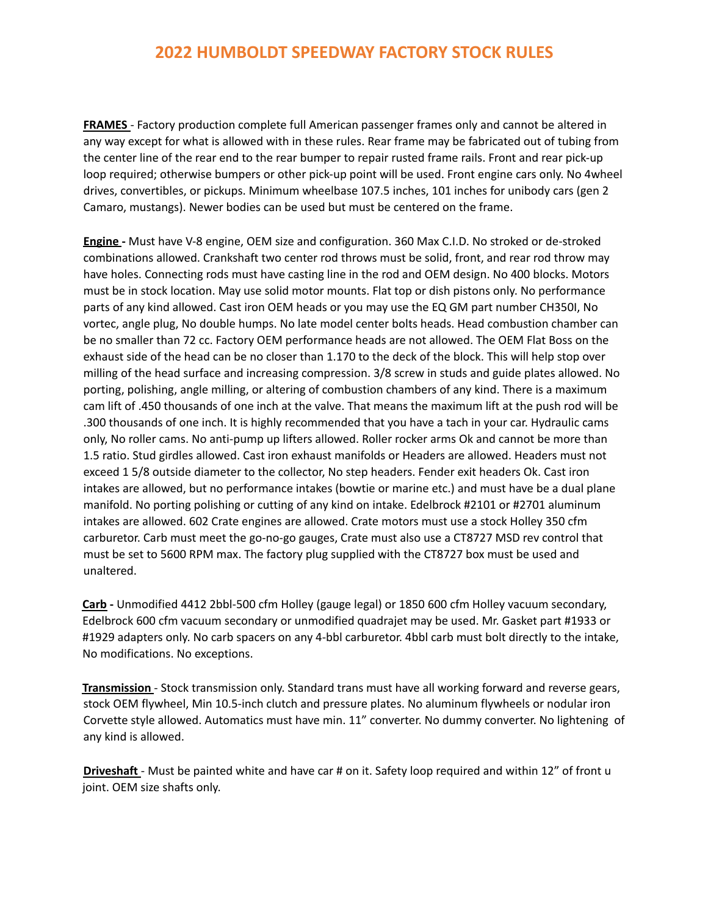# 2022 HUMBOLDT SPEEDWAY FACTORY STOCK RULES

**FRAMES** - Factory production complete full American passenger frames only and cannot be altered in any way except for what is allowed with in these rules. Rear frame may be fabricated out of tubing from the center line of the rear end to the rear bumper to repair rusted frame rails. Front and rear pick-up loop required; otherwise bumpers or other pick-up point will be used. Front engine cars only. No 4wheel drives, convertibles, or pickups. Minimum wheelbase 107.5 inches, 101 inches for unibody cars (gen 2 Camaro, mustangs). Newer bodies can be used but must be centered on the frame.

**Engine -** Must have V-8 engine, OEM size and configuration. 360 Max C.I.D. No stroked or de-stroked combinations allowed. Crankshaft two center rod throws must be solid, front, and rear rod throw may have holes. Connecting rods must have casting line in the rod and OEM design. No 400 blocks. Motors must be in stock location. May use solid motor mounts. Flat top or dish pistons only. No performance parts of any kind allowed. Cast iron OEM heads or you may use the EQ GM part number CH350I, No vortec, angle plug, No double humps. No late model center bolts heads. Head combustion chamber can be no smaller than 72 cc. Factory OEM performance heads are not allowed. The OEM Flat Boss on the exhaust side of the head can be no closer than 1.170 to the deck of the block. This will help stop over milling of the head surface and increasing compression. 3/8 screw in studs and guide plates allowed. No porting, polishing, angle milling, or altering of combustion chambers of any kind. There is a maximum cam lift of .450 thousands of one inch at the valve. That means the maximum lift at the push rod will be .300 thousands of one inch. It is highly recommended that you have a tach in your car. Hydraulic cams only, No roller cams. No anti-pump up lifters allowed. Roller rocker arms Ok and cannot be more than 1.5 ratio. Stud girdles allowed. Cast iron exhaust manifolds or Headers are allowed. Headers must not exceed 1 5/8 outside diameter to the collector, No step headers. Fender exit headers Ok. Cast iron intakes are allowed, but no performance intakes (bowtie or marine etc.) and must have be a dual plane manifold. No porting polishing or cutting of any kind on intake. Edelbrock #2101 or #2701 aluminum intakes are allowed. 602 Crate engines are allowed. Crate motors must use a stock Holley 350 cfm carburetor. Carb must meet the go-no-go gauges, Crate must also use a CT8727 MSD rev control that must be set to 5600 RPM max. The factory plug supplied with the CT8727 box must be used and unaltered.

**Carb -** Unmodified 4412 2bbl-500 cfm Holley (gauge legal) or 1850 600 cfm Holley vacuum secondary, Edelbrock 600 cfm vacuum secondary or unmodified quadrajet may be used. Mr. Gasket part #1933 or #1929 adapters only. No carb spacers on any 4-bbl carburetor. 4bbl carb must bolt directly to the intake, No modifications. No exceptions.

**Transmission** - Stock transmission only. Standard trans must have all working forward and reverse gears, stock OEM flywheel, Min 10.5-inch clutch and pressure plates. No aluminum flywheels or nodular iron Corvette style allowed. Automatics must have min. 11" converter. No dummy converter. No lightening of any kind is allowed.

**Driveshaft** - Must be painted white and have car # on it. Safety loop required and within 12" of front u joint. OEM size shafts only.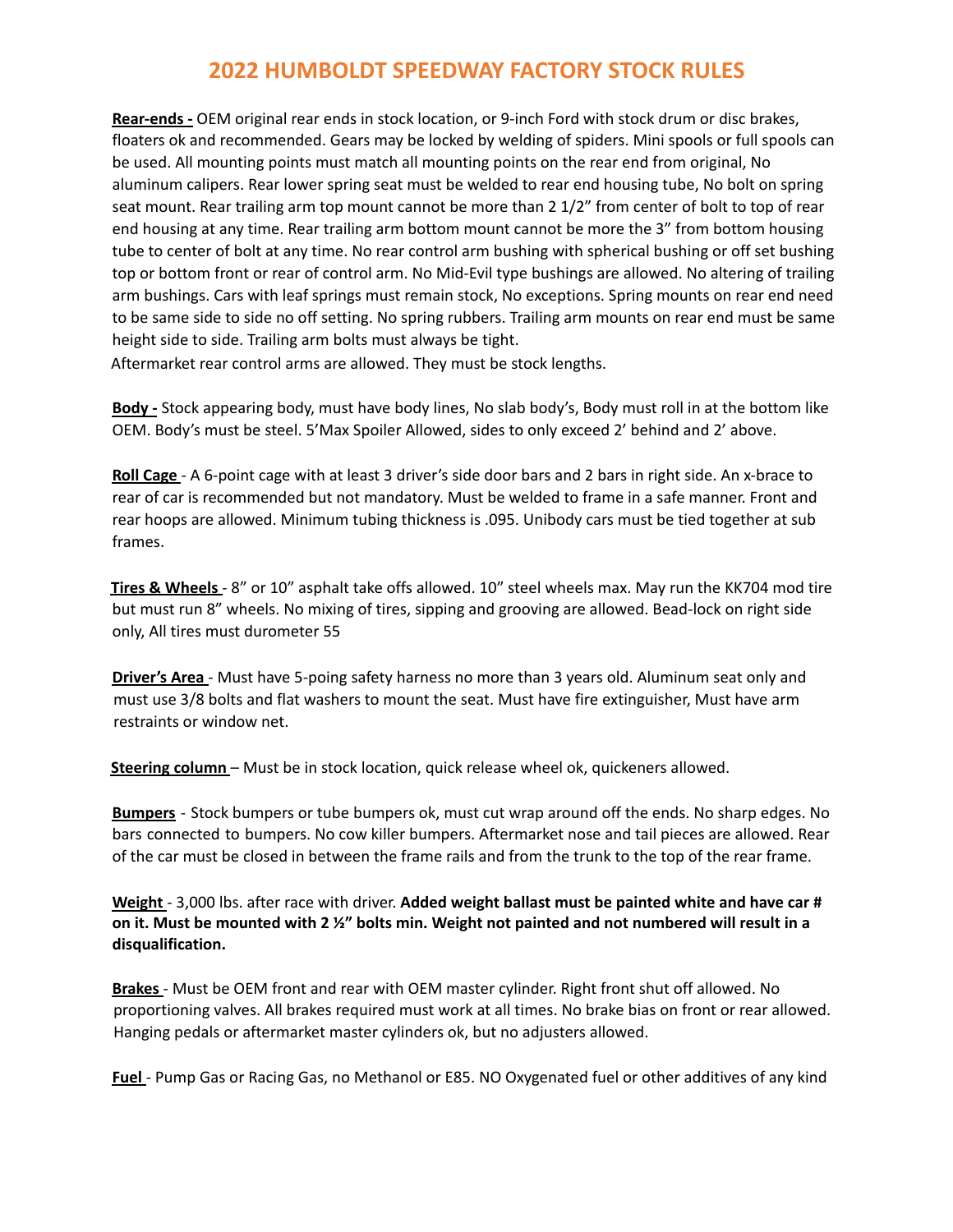# 2022 HUMBOLDT SPEEDWAY FACTORY STOCK RULES

**Rear-ends -** OEM original rear ends in stock location, or 9-inch Ford with stock drum or disc brakes, floaters ok and recommended. Gears may be locked by welding of spiders. Mini spools or full spools can be used. All mounting points must match all mounting points on the rear end from original, No aluminum calipers. Rear lower spring seat must be welded to rear end housing tube, No bolt on spring seat mount. Rear trailing arm top mount cannot be more than 2 1/2" from center of bolt to top of rear end housing at any time. Rear trailing arm bottom mount cannot be more the 3" from bottom housing tube to center of bolt at any time. No rear control arm bushing with spherical bushing or off set bushing top or bottom front or rear of control arm. No Mid-Evil type bushings are allowed. No altering of trailing arm bushings. Cars with leaf springs must remain stock, No exceptions. Spring mounts on rear end need to be same side to side no off setting. No spring rubbers. Trailing arm mounts on rear end must be same height side to side. Trailing arm bolts must always be tight.
Aftermarket rear control arms are allowed. They must be stock lengths.

**Body -** Stock appearing body, must have body lines, No slab body's, Body must roll in at the bottom like OEM. Body's must be steel. 5'Max Spoiler Allowed, sides to only exceed 2' behind and 2' above.

**Roll Cage** - A 6-point cage with at least 3 driver's side door bars and 2 bars in right side. An x-brace to rear of car is recommended but not mandatory. Must be welded to frame in a safe manner. Front and rear hoops are allowed. Minimum tubing thickness is .095. Unibody cars must be tied together at sub frames.

**Tires & Wheels** - 8" or 10" asphalt take offs allowed. 10" steel wheels max. May run the KK704 mod tire but must run 8" wheels. No mixing of tires, sipping and grooving are allowed. Bead-lock on right side only, All tires must durometer 55

**Driver's Area** - Must have 5-poing safety harness no more than 3 years old. Aluminum seat only and must use 3/8 bolts and flat washers to mount the seat. Must have fire extinguisher, Must have arm restraints or window net.

**Steering column** – Must be in stock location, quick release wheel ok, quickeners allowed.

**Bumpers** - Stock bumpers or tube bumpers ok, must cut wrap around off the ends. No sharp edges. No bars connected to bumpers. No cow killer bumpers. Aftermarket nose and tail pieces are allowed. Rear of the car must be closed in between the frame rails and from the trunk to the top of the rear frame.

**Weight** - 3,000 lbs. after race with driver. **Added weight ballast must be painted white and have car # on it. Must be mounted with 2 ½" bolts min. Weight not painted and not numbered will result in a disqualification.**

**Brakes** - Must be OEM front and rear with OEM master cylinder. Right front shut off allowed. No proportioning valves. All brakes required must work at all times. No brake bias on front or rear allowed. Hanging pedals or aftermarket master cylinders ok, but no adjusters allowed.

**Fuel** - Pump Gas or Racing Gas, no Methanol or E85. NO Oxygenated fuel or other additives of any kind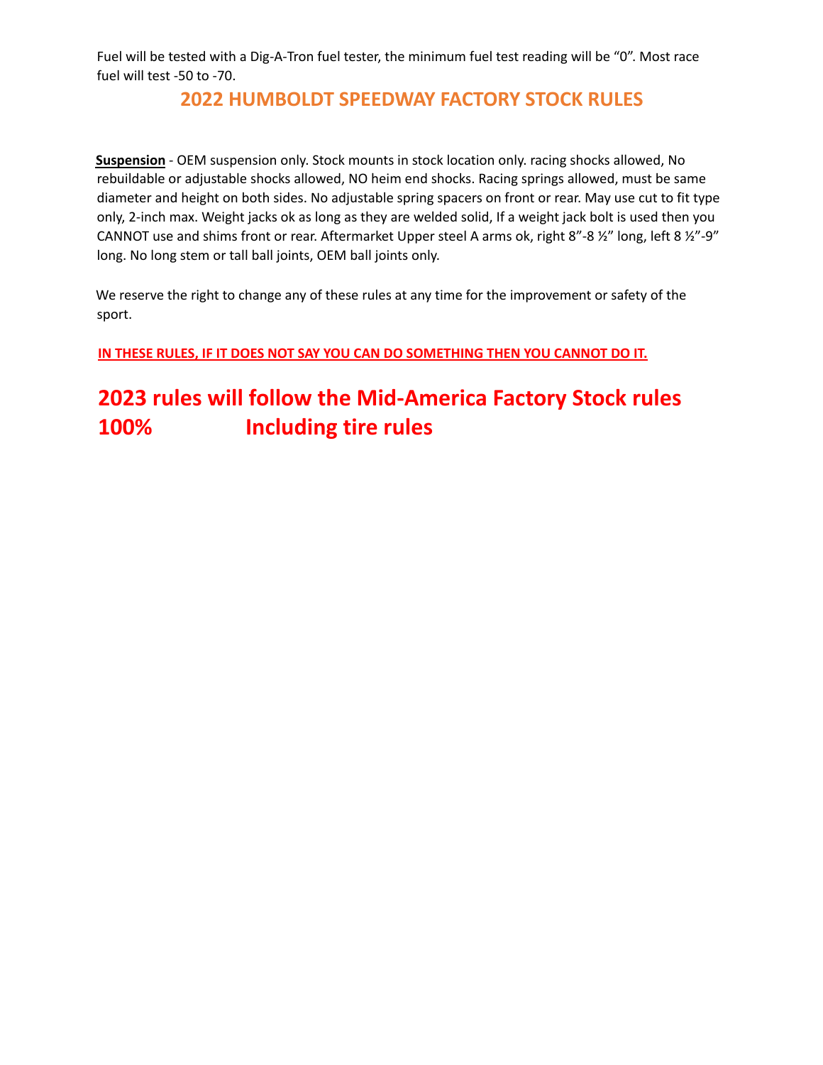Fuel will be tested with a Dig-A-Tron fuel tester, the minimum fuel test reading will be "0". Most race fuel will test -50 to -70.

## 2022 HUMBOLDT SPEEDWAY FACTORY STOCK RULES

**Suspension** - OEM suspension only. Stock mounts in stock location only. racing shocks allowed, No rebuildable or adjustable shocks allowed, NO heim end shocks. Racing springs allowed, must be same diameter and height on both sides. No adjustable spring spacers on front or rear. May use cut to fit type only, 2-inch max. Weight jacks ok as long as they are welded solid, If a weight jack bolt is used then you CANNOT use and shims front or rear. Aftermarket Upper steel A arms ok, right 8"-8 ½" long, left 8 ½"-9" long. No long stem or tall ball joints, OEM ball joints only.

We reserve the right to change any of these rules at any time for the improvement or safety of the sport.

**IN THESE RULES, IF IT DOES NOT SAY YOU CAN DO SOMETHING THEN YOU CANNOT DO IT.**

## 2023 rules will follow the Mid-America Factory Stock rules 100% Including tire rules